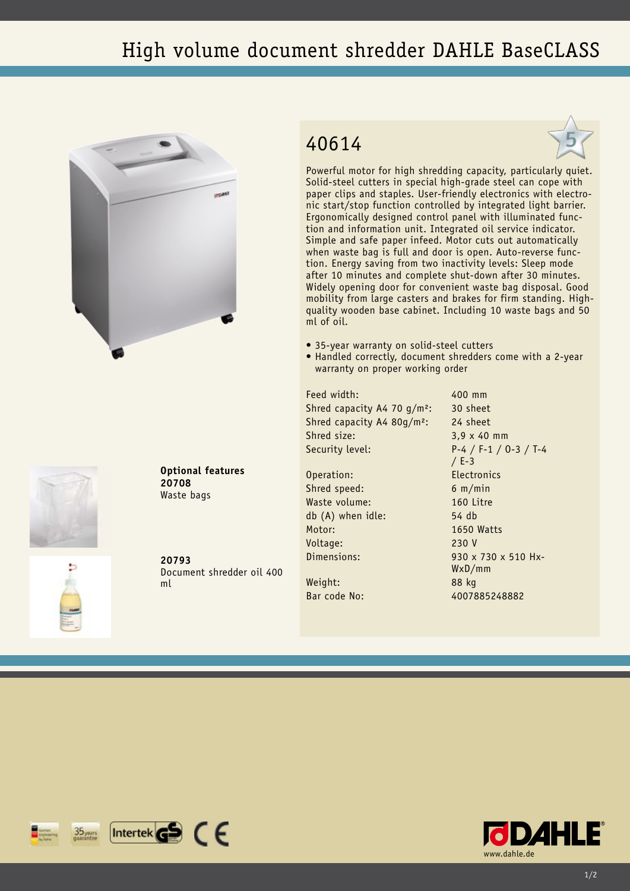# High volume document shredder DAHLE BaseCLASS

## 40614

Powerful motor for high shredding capacity, particularly quiet. Solid-steel cutters in special high-grade steel can cope with paper clips and staples. User-friendly electronics with electronic start/stop function controlled by integrated light barrier. Ergonomically designed control panel with illuminated function and information unit. Integrated oil service indicator. Simple and safe paper infeed. Motor cuts out automatically when waste bag is full and door is open. Auto-reverse function. Energy saving from two inactivity levels: Sleep mode after 10 minutes and complete shut-down after 30 minutes. Widely opening door for convenient waste bag disposal. Good mobility from large casters and brakes for firm standing. High-quality wooden base cabinet. Including 10 waste bags and 50 ml of oil.

- 35-year warranty on solid-steel cutters
- Handled correctly, document shredders come with a 2-year warranty on proper working order

| | |
|---|---|
| Feed width: | 400 mm |
| Shred capacity A4 70 g/m²: | 30 sheet |
| Shred capacity A4 80g/m²: | 24 sheet |
| Shred size: | 3,9 x 40 mm |
| Security level: | P-4 / F-1 / O-3 / T-4 / E-3 |
| Operation: | Electronics |
| Shred speed: | 6 m/min |
| Waste volume: | 160 Litre |
| db (A) when idle: | 54 db |
| Motor: | 1650 Watts |
| Voltage: | 230 V |
| Dimensions: | 930 x 730 x 510 HxWxD/mm |
| Weight: | 88 kg |
| Bar code No: | 4007885248882 |

**Optional features**

**20708**
Waste bags

**20793**
Document shredder oil 400 ml

www.dahle.de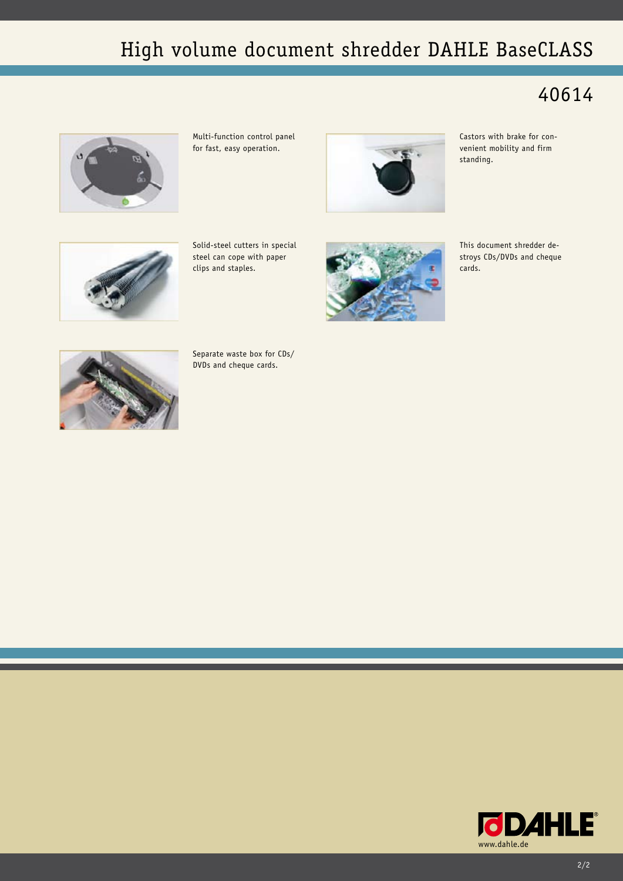# High volume document shredder DAHLE BaseCLASS

## 40614

Multi-function control panel for fast, easy operation.

Castors with brake for convenient mobility and firm standing.

Solid-steel cutters in special steel can cope with paper clips and staples.

This document shredder destroys CDs/DVDs and cheque cards.

Separate waste box for CDs/DVDs and cheque cards.

DAHLE

www.dahle.de